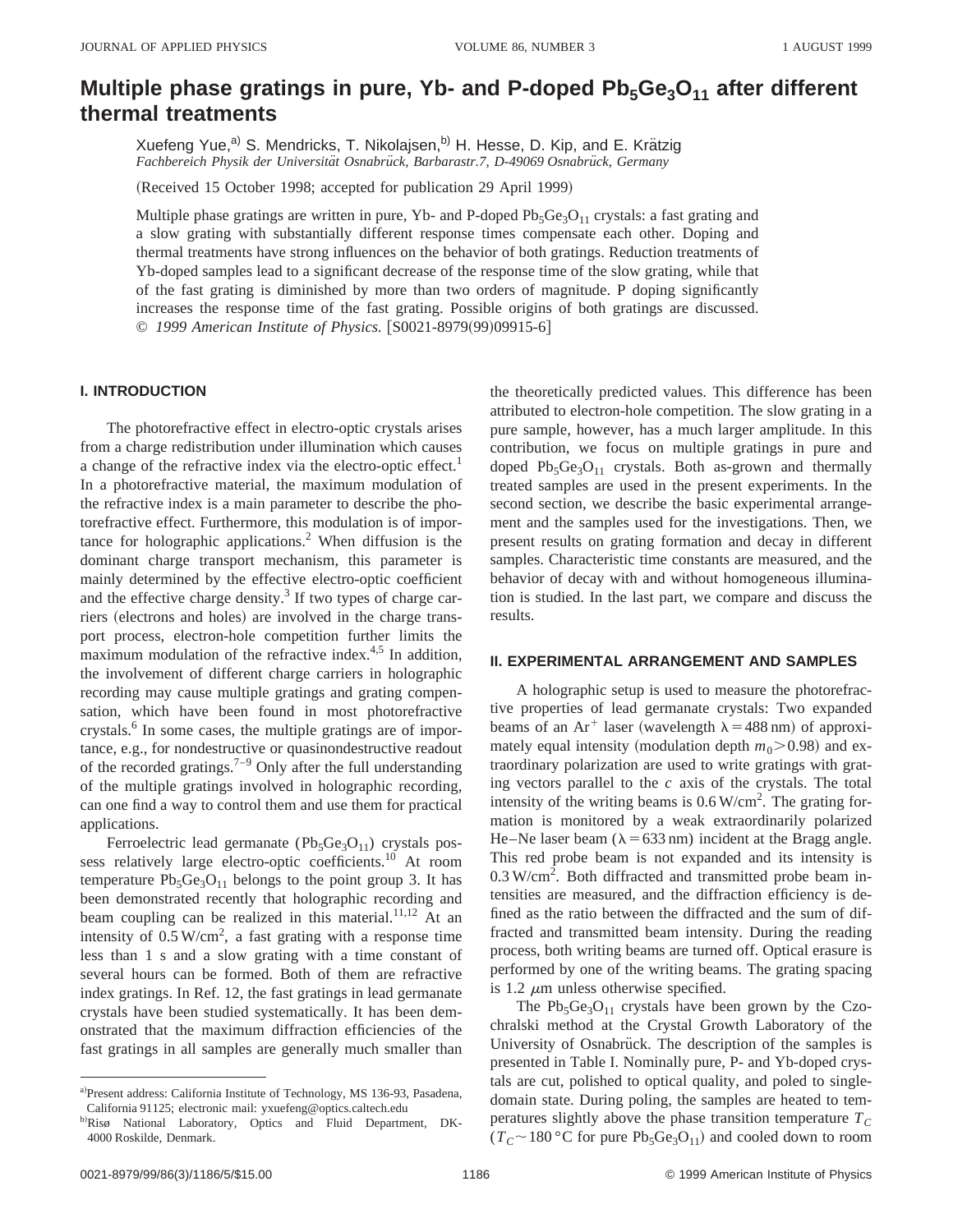# Multiple phase gratings in pure, Yb- and P-doped $Pb_5Ge_3O_{11}$ after different thermal treatments

Xuefeng Yue,[a] S. Mendricks, T. Nikolajsen,[b] H. Hesse, D. Kip, and E. Krätzig

*Fachbereich Physik der Universität Osnabrück, Barbarastr.7, D-49069 Osnabrück, Germany*

(Received 15 October 1998; accepted for publication 29 April 1999)

Multiple phase gratings are written in pure, Yb- and P-doped $Pb_5Ge_3O_{11}$ crystals: a fast grating and a slow grating with substantially different response times compensate each other. Doping and thermal treatments have strong influences on the behavior of both gratings. Reduction treatments of Yb-doped samples lead to a significant decrease of the response time of the slow grating, while that of the fast grating is diminished by more than two orders of magnitude. P doping significantly increases the response time of the fast grating. Possible origins of both gratings are discussed. © *1999 American Institute of Physics.* [S0021-8979(99)09915-6]

## I. INTRODUCTION

The photorefractive effect in electro-optic crystals arises from a charge redistribution under illumination which causes a change of the refractive index via the electro-optic effect.[1] In a photorefractive material, the maximum modulation of the refractive index is a main parameter to describe the photorefractive effect. Furthermore, this modulation is of importance for holographic applications.[2] When diffusion is the dominant charge transport mechanism, this parameter is mainly determined by the effective electro-optic coefficient and the effective charge density.[3] If two types of charge carriers (electrons and holes) are involved in the charge transport process, electron-hole competition further limits the maximum modulation of the refractive index.[4,5] In addition, the involvement of different charge carriers in holographic recording may cause multiple gratings and grating compensation, which have been found in most photorefractive crystals.[6] In some cases, the multiple gratings are of importance, e.g., for nondestructive or quasinondestructive readout of the recorded gratings.[7–9] Only after the full understanding of the multiple gratings involved in holographic recording, can one find a way to control them and use them for practical applications.

Ferroelectric lead germanate ($Pb_5Ge_3O_{11}$) crystals possess relatively large electro-optic coefficients.[10] At room temperature $Pb_5Ge_3O_{11}$ belongs to the point group 3. It has been demonstrated recently that holographic recording and beam coupling can be realized in this material.[11,12] At an intensity of $0.5\,\mathrm{W/cm^2}$, a fast grating with a response time less than 1 s and a slow grating with a time constant of several hours can be formed. Both of them are refractive index gratings. In Ref. 12, the fast gratings in lead germanate crystals have been studied systematically. It has been demonstrated that the maximum diffraction efficiencies of the fast gratings in all samples are generally much smaller than the theoretically predicted values. This difference has been attributed to electron-hole competition. The slow grating in a pure sample, however, has a much larger amplitude. In this contribution, we focus on multiple gratings in pure and doped $Pb_5Ge_3O_{11}$ crystals. Both as-grown and thermally treated samples are used in the present experiments. In the second section, we describe the basic experimental arrangement and the samples used for the investigations. Then, we present results on grating formation and decay in different samples. Characteristic time constants are measured, and the behavior of decay with and without homogeneous illumination is studied. In the last part, we compare and discuss the results.

## II. EXPERIMENTAL ARRANGEMENT AND SAMPLES

A holographic setup is used to measure the photorefractive properties of lead germanate crystals: Two expanded beams of an $Ar^+$ laser (wavelength $\lambda = 488\,\mathrm{nm}$) of approximately equal intensity (modulation depth $m_0 > 0.98$) and extraordinary polarization are used to write gratings with grating vectors parallel to the *c* axis of the crystals. The total intensity of the writing beams is $0.6\,\mathrm{W/cm^2}$. The grating formation is monitored by a weak extraordinarily polarized He–Ne laser beam ($\lambda = 633\,\mathrm{nm}$) incident at the Bragg angle. This red probe beam is not expanded and its intensity is $0.3\,\mathrm{W/cm^2}$. Both diffracted and transmitted probe beam intensities are measured, and the diffraction efficiency is defined as the ratio between the diffracted and the sum of diffracted and transmitted beam intensity. During the reading process, both writing beams are turned off. Optical erasure is performed by one of the writing beams. The grating spacing is 1.2 $\mu$m unless otherwise specified.

The $Pb_5Ge_3O_{11}$ crystals have been grown by the Czochralski method at the Crystal Growth Laboratory of the University of Osnabrück. The description of the samples is presented in Table I. Nominally pure, P- and Yb-doped crystals are cut, polished to optical quality, and poled to single-domain state. During poling, the samples are heated to temperatures slightly above the phase transition temperature $T_C$ ($T_C \sim 180\,°\mathrm{C}$ for pure $Pb_5Ge_3O_{11}$) and cooled down to room

[a]Present address: California Institute of Technology, MS 136-93, Pasadena, California 91125; electronic mail: yxuefeng@optics.caltech.edu

[b]Risø National Laboratory, Optics and Fluid Department, DK-4000 Roskilde, Denmark.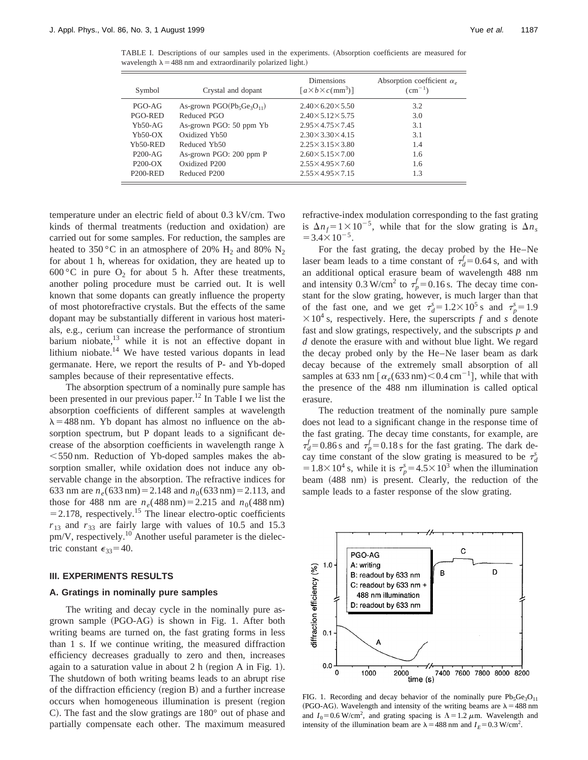TABLE I. Descriptions of our samples used in the experiments. (Absorption coefficients are measured for wavelength $\lambda = 488$ nm and extraordinarily polarized light.)

| Symbol | Crystal and dopant | Dimensions $[a \times b \times c(\mathrm{mm}^3)]$ | Absorption coefficient $\alpha_e$ $(\mathrm{cm}^{-1})$ |
|---|---|---|---|
| PGO-AG | As-grown PGO($Pb_5Ge_3O_{11}$) | $2.40 \times 6.20 \times 5.50$ | 3.2 |
| PGO-RED | Reduced PGO | $2.40 \times 5.12 \times 5.75$ | 3.0 |
| Yb50-AG | As-grown PGO: 50 ppm Yb | $2.95 \times 4.75 \times 7.45$ | 3.1 |
| Yb50-OX | Oxidized Yb50 | $2.30 \times 3.30 \times 4.15$ | 3.1 |
| Yb50-RED | Reduced Yb50 | $2.25 \times 3.15 \times 3.80$ | 1.4 |
| P200-AG | As-grown PGO: 200 ppm P | $2.60 \times 5.15 \times 7.00$ | 1.6 |
| P200-OX | Oxidized P200 | $2.55 \times 4.95 \times 7.60$ | 1.6 |
| P200-RED | Reduced P200 | $2.55 \times 4.95 \times 7.15$ | 1.3 |

temperature under an electric field of about 0.3 kV/cm. Two kinds of thermal treatments (reduction and oxidation) are carried out for some samples. For reduction, the samples are heated to 350 °C in an atmosphere of 20% $H_2$ and 80% $N_2$ for about 1 h, whereas for oxidation, they are heated up to 600 °C in pure $O_2$ for about 5 h. After these treatments, another poling procedure must be carried out. It is well known that some dopants can greatly influence the property of most photorefractive crystals. But the effects of the same dopant may be substantially different in various host materials, e.g., cerium can increase the performance of strontium barium niobate,[13] while it is not an effective dopant in lithium niobate.[14] We have tested various dopants in lead germanate. Here, we report the results of P- and Yb-doped samples because of their representative effects.

The absorption spectrum of a nominally pure sample has been presented in our previous paper.[12] In Table I we list the absorption coefficients of different samples at wavelength $\lambda = 488$ nm. Yb dopant has almost no influence on the absorption spectrum, but P dopant leads to a significant decrease of the absorption coefficients in wavelength range $\lambda < 550$ nm. Reduction of Yb-doped samples makes the absorption smaller, while oxidation does not induce any observable change in the absorption. The refractive indices for 633 nm are $n_e(633\,\mathrm{nm}) = 2.148$ and $n_0(633\,\mathrm{nm}) = 2.113$, and those for 488 nm are $n_e(488\,\mathrm{nm}) = 2.215$ and $n_0(488\,\mathrm{nm}) = 2.178$, respectively.[15] The linear electro-optic coefficients $r_{13}$ and $r_{33}$ are fairly large with values of 10.5 and 15.3 pm/V, respectively.[10] Another useful parameter is the dielectric constant $\epsilon_{33} = 40$.

## III. EXPERIMENTS RESULTS

### A. Gratings in nominally pure samples

The writing and decay cycle in the nominally pure as-grown sample (PGO-AG) is shown in Fig. 1. After both writing beams are turned on, the fast grating forms in less than 1 s. If we continue writing, the measured diffraction efficiency decreases gradually to zero and then, increases again to a saturation value in about 2 h (region A in Fig. 1). The shutdown of both writing beams leads to an abrupt rise of the diffraction efficiency (region B) and a further increase occurs when homogeneous illumination is present (region C). The fast and the slow gratings are 180° out of phase and partially compensate each other. The maximum measured refractive-index modulation corresponding to the fast grating is $\Delta n_f = 1 \times 10^{-5}$, while that for the slow grating is $\Delta n_s = 3.4 \times 10^{-5}$.

For the fast grating, the decay probed by the He–Ne laser beam leads to a time constant of $\tau_d^f = 0.64$ s, and with an additional optical erasure beam of wavelength 488 nm and intensity 0.3 W/cm$^2$ to $\tau_p^f = 0.16$ s. The decay time constant for the slow grating, however, is much larger than that of the fast one, and we get $\tau_d^s = 1.2 \times 10^5$ s and $\tau_p^s = 1.9 \times 10^4$ s, respectively. Here, the superscripts $f$ and $s$ denote fast and slow gratings, respectively, and the subscripts $p$ and $d$ denote the erasure with and without blue light. We regard the decay probed only by the He–Ne laser beam as dark decay because of the extremely small absorption of all samples at 633 nm $[\alpha_e(633\,\mathrm{nm}) < 0.4\,\mathrm{cm}^{-1}]$, while that with the presence of the 488 nm illumination is called optical erasure.

The reduction treatment of the nominally pure sample does not lead to a significant change in the response time of the fast grating. The decay time constants, for example, are $\tau_d^f = 0.86$ s and $\tau_p^f = 0.18$ s for the fast grating. The dark decay time constant of the slow grating is measured to be $\tau_d^s = 1.8 \times 10^4$ s, while it is $\tau_p^s = 4.5 \times 10^3$ when the illumination beam (488 nm) is present. Clearly, the reduction of the sample leads to a faster response of the slow grating.

FIG. 1. Recording and decay behavior of the nominally pure $Pb_5Ge_3O_{11}$ (PGO-AG). Wavelength and intensity of the writing beams are $\lambda = 488$ nm and $I_0 = 0.6$ W/cm$^2$, and grating spacing is $\Lambda = 1.2\,\mu$m. Wavelength and intensity of the illumination beam are $\lambda = 488$ nm and $I_E = 0.3$ W/cm$^2$.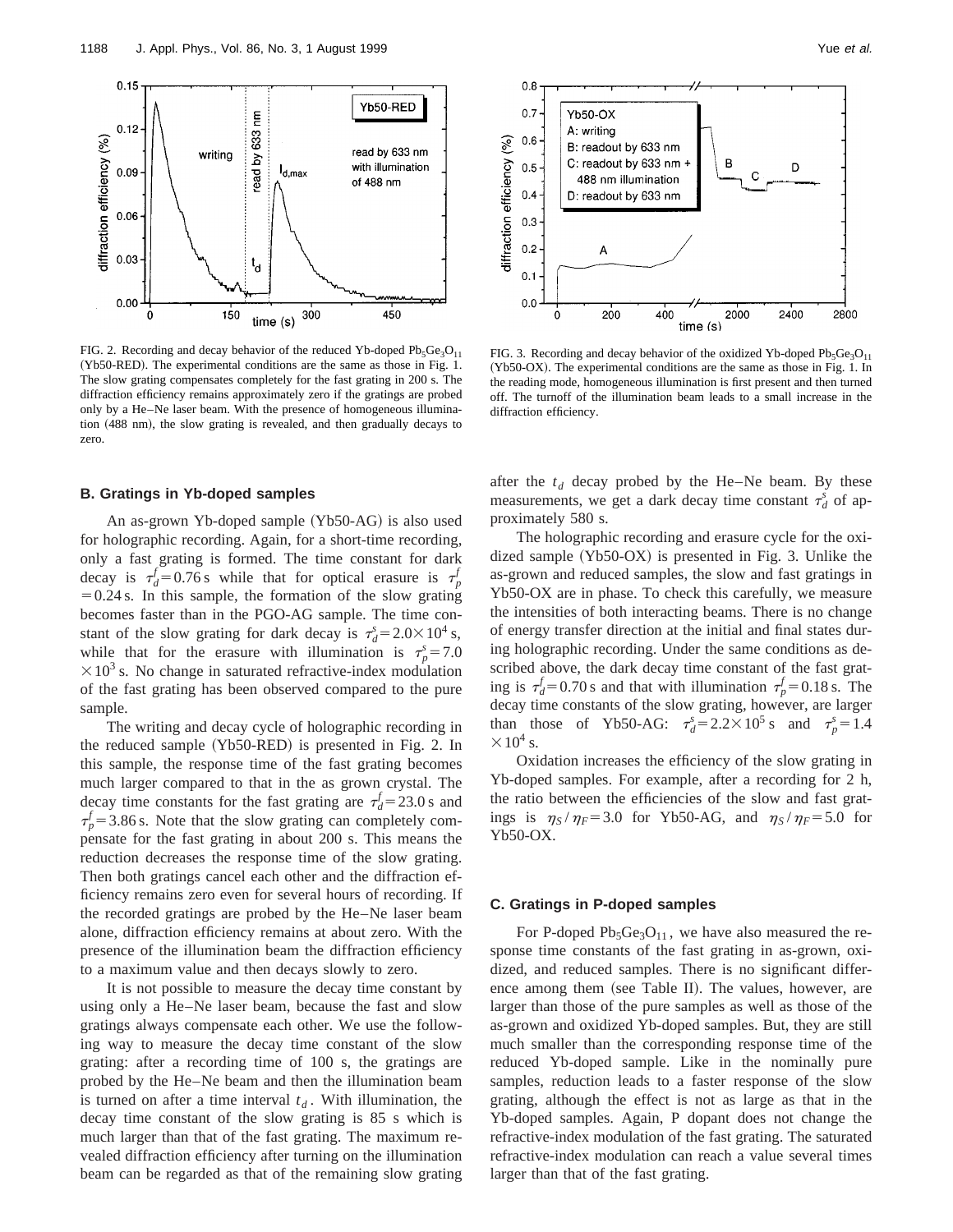FIG. 2. Recording and decay behavior of the reduced Yb-doped $Pb_5Ge_3O_{11}$ (Yb50-RED). The experimental conditions are the same as those in Fig. 1. The slow grating compensates completely for the fast grating in 200 s. The diffraction efficiency remains approximately zero if the gratings are probed only by a He–Ne laser beam. With the presence of homogeneous illumination (488 nm), the slow grating is revealed, and then gradually decays to zero.

FIG. 3. Recording and decay behavior of the oxidized Yb-doped $Pb_5Ge_3O_{11}$ (Yb50-OX). The experimental conditions are the same as those in Fig. 1. In the reading mode, homogeneous illumination is first present and then turned off. The turnoff of the illumination beam leads to a small increase in the diffraction efficiency.

### B. Gratings in Yb-doped samples

An as-grown Yb-doped sample (Yb50-AG) is also used for holographic recording. Again, for a short-time recording, only a fast grating is formed. The time constant for dark decay is $\tau_d^f = 0.76$ s while that for optical erasure is $\tau_p^f = 0.24$ s. In this sample, the formation of the slow grating becomes faster than in the PGO-AG sample. The time constant of the slow grating for dark decay is $\tau_d^s = 2.0 \times 10^4$ s, while that for the erasure with illumination is $\tau_p^s = 7.0 \times 10^3$ s. No change in saturated refractive-index modulation of the fast grating has been observed compared to the pure sample.

The writing and decay cycle of holographic recording in the reduced sample (Yb50-RED) is presented in Fig. 2. In this sample, the response time of the fast grating becomes much larger compared to that in the as grown crystal. The decay time constants for the fast grating are $\tau_d^f = 23.0$ s and $\tau_p^f = 3.86$ s. Note that the slow grating can completely compensate for the fast grating in about 200 s. This means the reduction decreases the response time of the slow grating. Then both gratings cancel each other and the diffraction efficiency remains zero even for several hours of recording. If the recorded gratings are probed by the He–Ne laser beam alone, diffraction efficiency remains at about zero. With the presence of the illumination beam the diffraction efficiency to a maximum value and then decays slowly to zero.

It is not possible to measure the decay time constant by using only a He–Ne laser beam, because the fast and slow gratings always compensate each other. We use the following way to measure the decay time constant of the slow grating: after a recording time of 100 s, the gratings are probed by the He–Ne beam and then the illumination beam is turned on after a time interval $t_d$. With illumination, the decay time constant of the slow grating is 85 s which is much larger than that of the fast grating. The maximum revealed diffraction efficiency after turning on the illumination beam can be regarded as that of the remaining slow grating after the $t_d$ decay probed by the He–Ne beam. By these measurements, we get a dark decay time constant $\tau_d^s$ of approximately 580 s.

The holographic recording and erasure cycle for the oxidized sample (Yb50-OX) is presented in Fig. 3. Unlike the as-grown and reduced samples, the slow and fast gratings in Yb50-OX are in phase. To check this carefully, we measure the intensities of both interacting beams. There is no change of energy transfer direction at the initial and final states during holographic recording. Under the same conditions as described above, the dark decay time constant of the fast grating is $\tau_d^f = 0.70$ s and that with illumination $\tau_p^f = 0.18$ s. The decay time constants of the slow grating, however, are larger than those of Yb50-AG: $\tau_d^s = 2.2 \times 10^5$ s and $\tau_p^s = 1.4 \times 10^4$ s.

Oxidation increases the efficiency of the slow grating in Yb-doped samples. For example, after a recording for 2 h, the ratio between the efficiencies of the slow and fast gratings is $\eta_S / \eta_F = 3.0$ for Yb50-AG, and $\eta_S / \eta_F = 5.0$ for Yb50-OX.

### C. Gratings in P-doped samples

For P-doped $Pb_5Ge_3O_{11}$, we have also measured the response time constants of the fast grating in as-grown, oxidized, and reduced samples. There is no significant difference among them (see Table II). The values, however, are larger than those of the pure samples as well as those of the as-grown and oxidized Yb-doped samples. But, they are still much smaller than the corresponding response time of the reduced Yb-doped sample. Like in the nominally pure samples, reduction leads to a faster response of the slow grating, although the effect is not as large as that in the Yb-doped samples. Again, P dopant does not change the refractive-index modulation of the fast grating. The saturated refractive-index modulation can reach a value several times larger than that of the fast grating.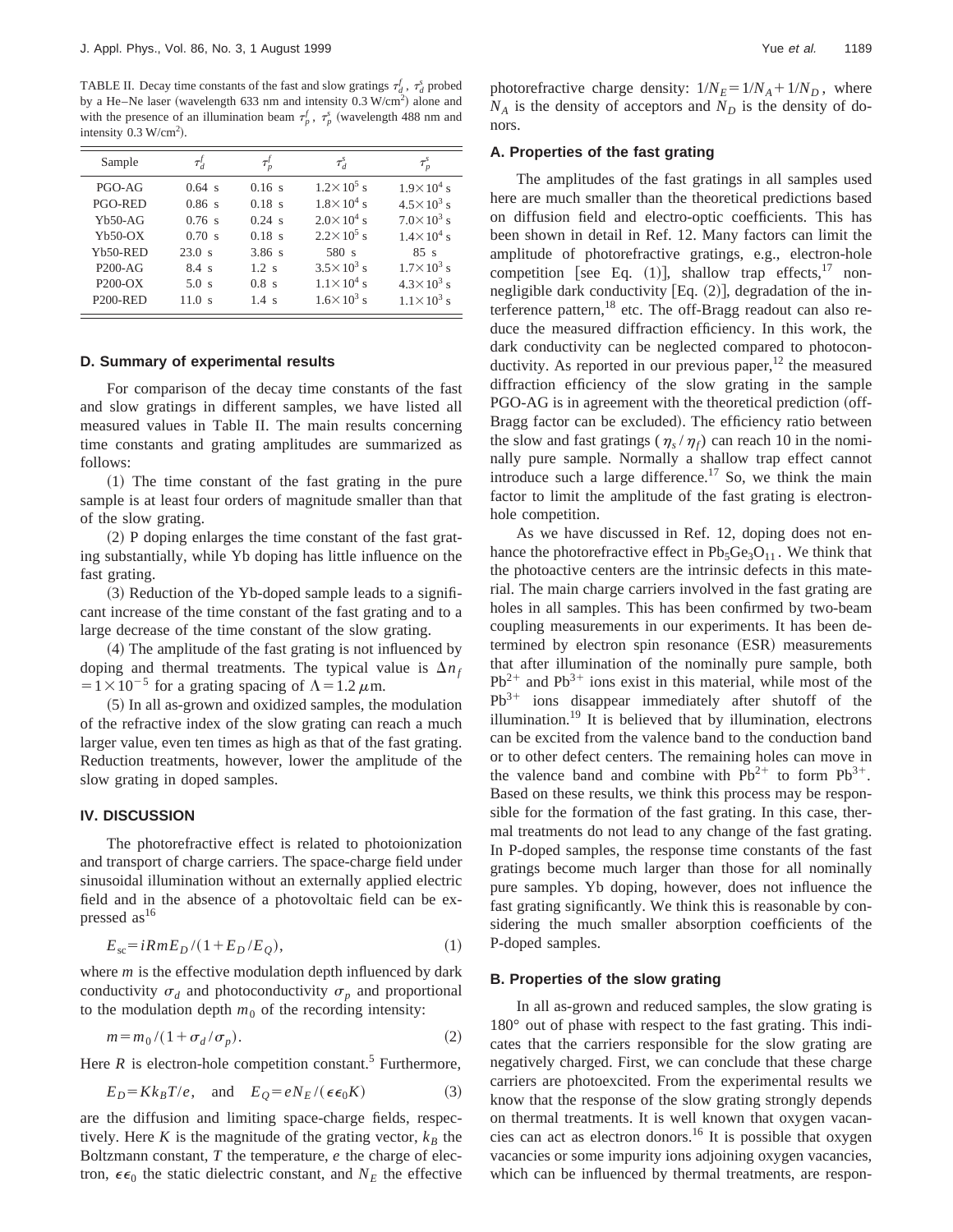TABLE II. Decay time constants of the fast and slow gratings $\tau_d^f$, $\tau_d^s$ probed by a He–Ne laser (wavelength 633 nm and intensity 0.3 W/cm$^2$) alone and with the presence of an illumination beam $\tau_p^f$, $\tau_p^s$ (wavelength 488 nm and intensity 0.3 W/cm$^2$).

| Sample | $\tau_d^f$ | $\tau_p^f$ | $\tau_d^s$ | $\tau_p^s$ |
|---|---|---|---|---|
| PGO-AG | 0.64 s | 0.16 s | $1.2\times10^5$ s | $1.9\times10^4$ s |
| PGO-RED | 0.86 s | 0.18 s | $1.8\times10^4$ s | $4.5\times10^3$ s |
| Yb50-AG | 0.76 s | 0.24 s | $2.0\times10^4$ s | $7.0\times10^3$ s |
| Yb50-OX | 0.70 s | 0.18 s | $2.2\times10^5$ s | $1.4\times10^4$ s |
| Yb50-RED | 23.0 s | 3.86 s | 580 s | 85 s |
| P200-AG | 8.4 s | 1.2 s | $3.5\times10^3$ s | $1.7\times10^3$ s |
| P200-OX | 5.0 s | 0.8 s | $1.1\times10^4$ s | $4.3\times10^3$ s |
| P200-RED | 11.0 s | 1.4 s | $1.6\times10^3$ s | $1.1\times10^3$ s |

### D. Summary of experimental results

For comparison of the decay time constants of the fast and slow gratings in different samples, we have listed all measured values in Table II. The main results concerning time constants and grating amplitudes are summarized as follows:

(1) The time constant of the fast grating in the pure sample is at least four orders of magnitude smaller than that of the slow grating.

(2) P doping enlarges the time constant of the fast grating substantially, while Yb doping has little influence on the fast grating.

(3) Reduction of the Yb-doped sample leads to a significant increase of the time constant of the fast grating and to a large decrease of the time constant of the slow grating.

(4) The amplitude of the fast grating is not influenced by doping and thermal treatments. The typical value is $\Delta n_f = 1\times10^{-5}$ for a grating spacing of $\Lambda = 1.2\,\mu$m.

(5) In all as-grown and oxidized samples, the modulation of the refractive index of the slow grating can reach a much larger value, even ten times as high as that of the fast grating. Reduction treatments, however, lower the amplitude of the slow grating in doped samples.

## IV. DISCUSSION

The photorefractive effect is related to photoionization and transport of charge carriers. The space-charge field under sinusoidal illumination without an externally applied electric field and in the absence of a photovoltaic field can be expressed as[16]

$$E_{sc} = iRmE_D/(1+E_D/E_Q), \tag{1}$$

where $m$ is the effective modulation depth influenced by dark conductivity $\sigma_d$ and photoconductivity $\sigma_p$ and proportional to the modulation depth $m_0$ of the recording intensity:

$$m = m_0/(1+\sigma_d/\sigma_p). \tag{2}$$

Here $R$ is electron-hole competition constant.[5] Furthermore,

$$E_D = Kk_BT/e, \quad \text{and} \quad E_Q = eN_E/(\epsilon\epsilon_0 K) \tag{3}$$

are the diffusion and limiting space-charge fields, respectively. Here $K$ is the magnitude of the grating vector, $k_B$ the Boltzmann constant, $T$ the temperature, $e$ the charge of electron, $\epsilon\epsilon_0$ the static dielectric constant, and $N_E$ the effective photorefractive charge density: $1/N_E = 1/N_A + 1/N_D$, where $N_A$ is the density of acceptors and $N_D$ is the density of donors.

### A. Properties of the fast grating

The amplitudes of the fast gratings in all samples used here are much smaller than the theoretical predictions based on diffusion field and electro-optic coefficients. This has been shown in detail in Ref. 12. Many factors can limit the amplitude of photorefractive gratings, e.g., electron-hole competition [see Eq. (1)], shallow trap effects,[17] non-negligible dark conductivity [Eq. (2)], degradation of the interference pattern,[18] etc. The off-Bragg readout can also reduce the measured diffraction efficiency. In this work, the dark conductivity can be neglected compared to photoconductivity. As reported in our previous paper,[12] the measured diffraction efficiency of the slow grating in the sample PGO-AG is in agreement with the theoretical prediction (off-Bragg factor can be excluded). The efficiency ratio between the slow and fast gratings ($\eta_s/\eta_f$) can reach 10 in the nominally pure sample. Normally a shallow trap effect cannot introduce such a large difference.[17] So, we think the main factor to limit the amplitude of the fast grating is electron-hole competition.

As we have discussed in Ref. 12, doping does not enhance the photorefractive effect in $Pb_5Ge_3O_{11}$. We think that the photoactive centers are the intrinsic defects in this material. The main charge carriers involved in the fast grating are holes in all samples. This has been confirmed by two-beam coupling measurements in our experiments. It has been determined by electron spin resonance (ESR) measurements that after illumination of the nominally pure sample, both $Pb^{2+}$ and $Pb^{3+}$ ions exist in this material, while most of the $Pb^{3+}$ ions disappear immediately after shutoff of the illumination.[19] It is believed that by illumination, electrons can be excited from the valence band to the conduction band or to other defect centers. The remaining holes can move in the valence band and combine with $Pb^{2+}$ to form $Pb^{3+}$. Based on these results, we think this process may be responsible for the formation of the fast grating. In this case, thermal treatments do not lead to any change of the fast grating. In P-doped samples, the response time constants of the fast gratings become much larger than those for all nominally pure samples. Yb doping, however, does not influence the fast grating significantly. We think this is reasonable by considering the much smaller absorption coefficients of the P-doped samples.

### B. Properties of the slow grating

In all as-grown and reduced samples, the slow grating is 180° out of phase with respect to the fast grating. This indicates that the carriers responsible for the slow grating are negatively charged. First, we can conclude that these charge carriers are photoexcited. From the experimental results we know that the response of the slow grating strongly depends on thermal treatments. It is well known that oxygen vacancies can act as electron donors.[16] It is possible that oxygen vacancies or some impurity ions adjoining oxygen vacancies, which can be influenced by thermal treatments, are respon-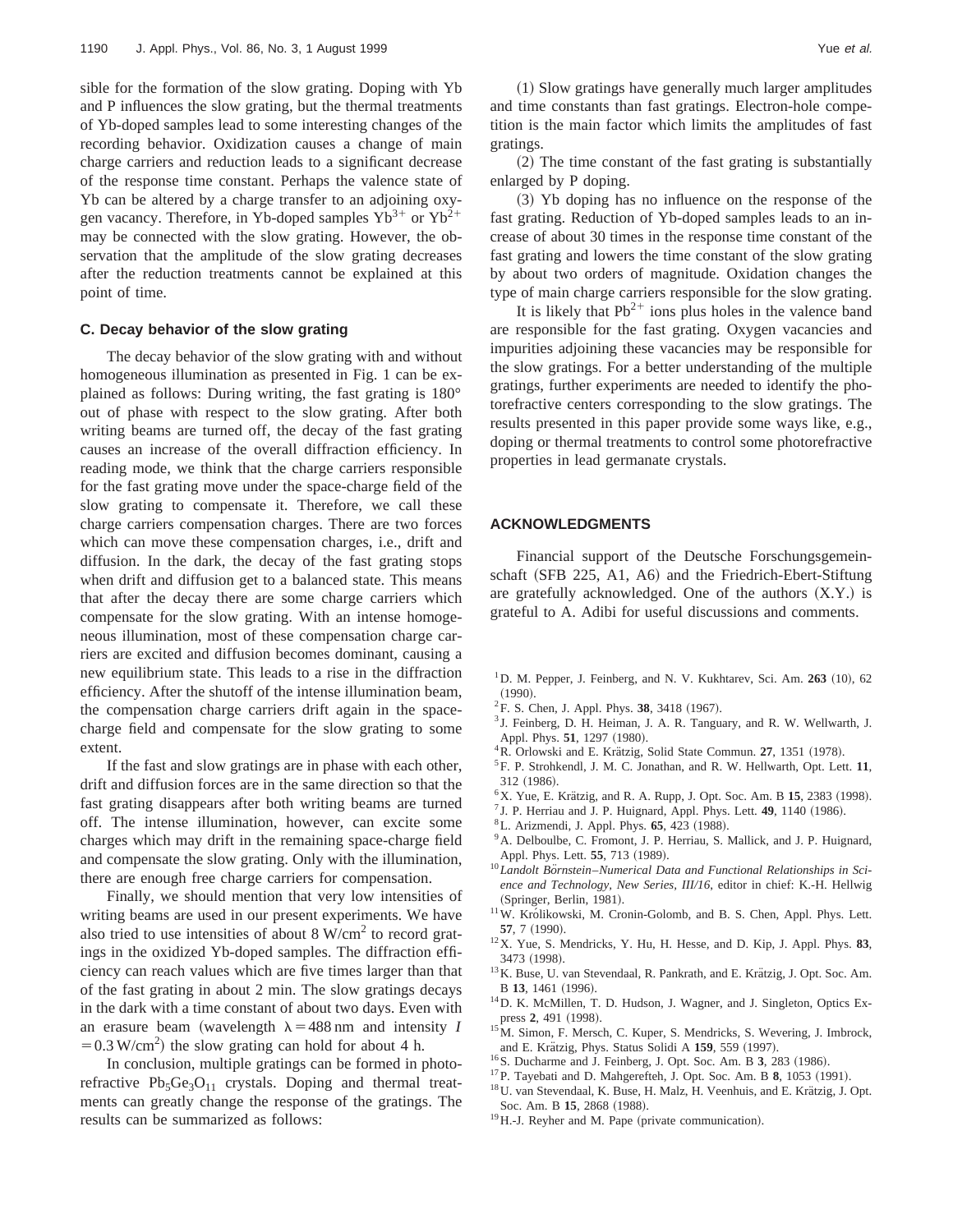sible for the formation of the slow grating. Doping with Yb and P influences the slow grating, but the thermal treatments of Yb-doped samples lead to some interesting changes of the recording behavior. Oxidization causes a change of main charge carriers and reduction leads to a significant decrease of the response time constant. Perhaps the valence state of Yb can be altered by a charge transfer to an adjoining oxygen vacancy. Therefore, in Yb-doped samples $Yb^{3+}$ or $Yb^{2+}$ may be connected with the slow grating. However, the observation that the amplitude of the slow grating decreases after the reduction treatments cannot be explained at this point of time.

### C. Decay behavior of the slow grating

The decay behavior of the slow grating with and without homogeneous illumination as presented in Fig. 1 can be explained as follows: During writing, the fast grating is 180° out of phase with respect to the slow grating. After both writing beams are turned off, the decay of the fast grating causes an increase of the overall diffraction efficiency. In reading mode, we think that the charge carriers responsible for the fast grating move under the space-charge field of the slow grating to compensate it. Therefore, we call these charge carriers compensation charges. There are two forces which can move these compensation charges, i.e., drift and diffusion. In the dark, the decay of the fast grating stops when drift and diffusion get to a balanced state. This means that after the decay there are some charge carriers which compensate for the slow grating. With an intense homogeneous illumination, most of these compensation charge carriers are excited and diffusion becomes dominant, causing a new equilibrium state. This leads to a rise in the diffraction efficiency. After the shutoff of the intense illumination beam, the compensation charge carriers drift again in the space-charge field and compensate for the slow grating to some extent.

If the fast and slow gratings are in phase with each other, drift and diffusion forces are in the same direction so that the fast grating disappears after both writing beams are turned off. The intense illumination, however, can excite some charges which may drift in the remaining space-charge field and compensate the slow grating. Only with the illumination, there are enough free charge carriers for compensation.

Finally, we should mention that very low intensities of writing beams are used in our present experiments. We have also tried to use intensities of about 8 $W/cm^2$ to record gratings in the oxidized Yb-doped samples. The diffraction efficiency can reach values which are five times larger than that of the fast grating in about 2 min. The slow gratings decays in the dark with a time constant of about two days. Even with an erasure beam (wavelength $\lambda = 488$ nm and intensity $I = 0.3\,W/cm^2$) the slow grating can hold for about 4 h.

In conclusion, multiple gratings can be formed in photorefractive $Pb_5Ge_3O_{11}$ crystals. Doping and thermal treatments can greatly change the response of the gratings. The results can be summarized as follows:

(1) Slow gratings have generally much larger amplitudes and time constants than fast gratings. Electron-hole competition is the main factor which limits the amplitudes of fast gratings.

(2) The time constant of the fast grating is substantially enlarged by P doping.

(3) Yb doping has no influence on the response of the fast grating. Reduction of Yb-doped samples leads to an increase of about 30 times in the response time constant of the fast grating and lowers the time constant of the slow grating by about two orders of magnitude. Oxidation changes the type of main charge carriers responsible for the slow grating.

It is likely that $Pb^{2+}$ ions plus holes in the valence band are responsible for the fast grating. Oxygen vacancies and impurities adjoining these vacancies may be responsible for the slow gratings. For a better understanding of the multiple gratings, further experiments are needed to identify the photorefractive centers corresponding to the slow gratings. The results presented in this paper provide some ways like, e.g., doping or thermal treatments to control some photorefractive properties in lead germanate crystals.

## ACKNOWLEDGMENTS

Financial support of the Deutsche Forschungsgemeinschaft (SFB 225, A1, A6) and the Friedrich-Ebert-Stiftung are gratefully acknowledged. One of the authors (X.Y.) is grateful to A. Adibi for useful discussions and comments.

[1] D. M. Pepper, J. Feinberg, and N. V. Kukhtarev, Sci. Am. **263** (10), 62 (1990).
[2] F. S. Chen, J. Appl. Phys. **38**, 3418 (1967).
[3] J. Feinberg, D. H. Heiman, J. A. R. Tanguary, and R. W. Wellwarth, J. Appl. Phys. **51**, 1297 (1980).
[4] R. Orlowski and E. Krätzig, Solid State Commun. **27**, 1351 (1978).
[5] F. P. Strohkendl, J. M. C. Jonathan, and R. W. Hellwarth, Opt. Lett. **11**, 312 (1986).
[6] X. Yue, E. Krätzig, and R. A. Rupp, J. Opt. Soc. Am. B **15**, 2383 (1998).
[7] J. P. Herriau and J. P. Huignard, Appl. Phys. Lett. **49**, 1140 (1986).
[8] L. Arizmendi, J. Appl. Phys. **65**, 423 (1988).
[9] A. Delboulbe, C. Fromont, J. P. Herriau, S. Mallick, and J. P. Huignard, Appl. Phys. Lett. **55**, 713 (1989).
[10] *Landolt Börnstein–Numerical Data and Functional Relationships in Science and Technology, New Series, III/16*, editor in chief: K.-H. Hellwig (Springer, Berlin, 1981).
[11] W. Królikowski, M. Cronin-Golomb, and B. S. Chen, Appl. Phys. Lett. **57**, 7 (1990).
[12] X. Yue, S. Mendricks, Y. Hu, H. Hesse, and D. Kip, J. Appl. Phys. **83**, 3473 (1998).
[13] K. Buse, U. van Stevendaal, R. Pankrath, and E. Krätzig, J. Opt. Soc. Am. B **13**, 1461 (1996).
[14] D. K. McMillen, T. D. Hudson, J. Wagner, and J. Singleton, Optics Express **2**, 491 (1998).
[15] M. Simon, F. Mersch, C. Kuper, S. Mendricks, S. Wevering, J. Imbrock, and E. Krätzig, Phys. Status Solidi A **159**, 559 (1997).
[16] S. Ducharme and J. Feinberg, J. Opt. Soc. Am. B **3**, 283 (1986).
[17] P. Tayebati and D. Mahgerefteh, J. Opt. Soc. Am. B **8**, 1053 (1991).
[18] U. van Stevendaal, K. Buse, H. Malz, H. Veenhuis, and E. Krätzig, J. Opt. Soc. Am. B **15**, 2868 (1988).
[19] H.-J. Reyher and M. Pape (private communication).